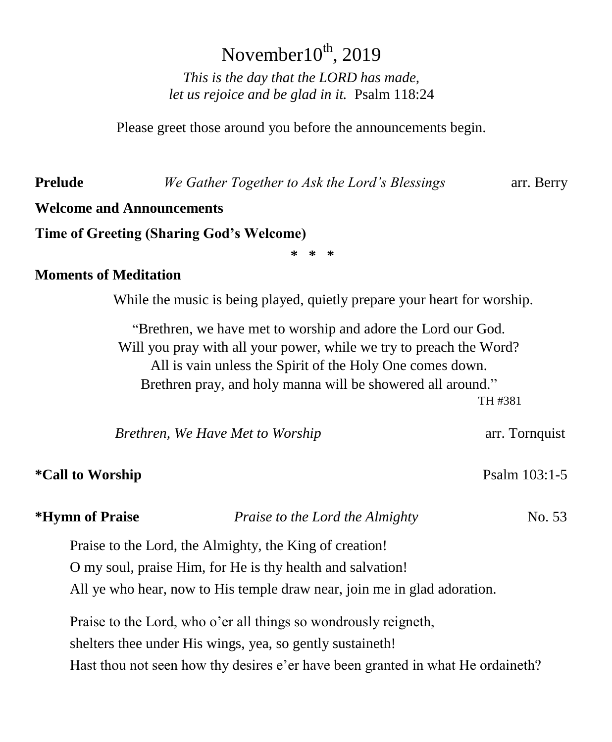# November10th, 2019

*This is the day that the LORD has made,*
*let us rejoice and be glad in it.* Psalm 118:24

Please greet those around you before the announcements begin.

**Prelude** *We Gather Together to Ask the Lord's Blessings* arr. Berry

**Welcome and Announcements**

**Time of Greeting (Sharing God's Welcome)**

\* \* \*

**Moments of Meditation**

While the music is being played, quietly prepare your heart for worship.

"Brethren, we have met to worship and adore the Lord our God.
Will you pray with all your power, while we try to preach the Word?
All is vain unless the Spirit of the Holy One comes down.
Brethren pray, and holy manna will be showered all around."
TH #381

*Brethren, We Have Met to Worship* arr. Tornquist

**\*Call to Worship** Psalm 103:1-5

**\*Hymn of Praise** *Praise to the Lord the Almighty* No. 53

Praise to the Lord, the Almighty, the King of creation!
O my soul, praise Him, for He is thy health and salvation!
All ye who hear, now to His temple draw near, join me in glad adoration.

Praise to the Lord, who o'er all things so wondrously reigneth,
shelters thee under His wings, yea, so gently sustaineth!
Hast thou not seen how thy desires e'er have been granted in what He ordaineth?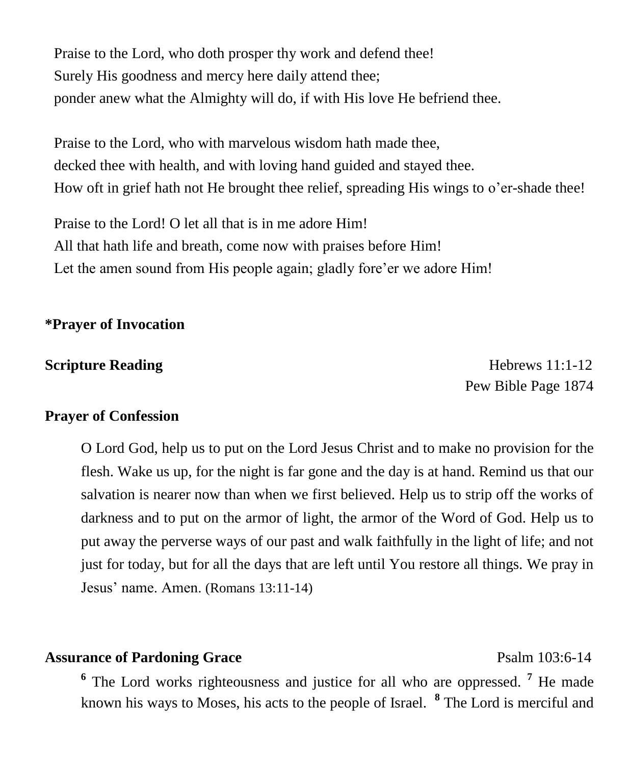Praise to the Lord, who doth prosper thy work and defend thee!
Surely His goodness and mercy here daily attend thee;
ponder anew what the Almighty will do, if with His love He befriend thee.

Praise to the Lord, who with marvelous wisdom hath made thee,
decked thee with health, and with loving hand guided and stayed thee.
How oft in grief hath not He brought thee relief, spreading His wings to o'er-shade thee!

Praise to the Lord! O let all that is in me adore Him!
All that hath life and breath, come now with praises before Him!
Let the amen sound from His people again; gladly fore'er we adore Him!

**\*Prayer of Invocation**

**Scripture Reading** Hebrews 11:1-12
Pew Bible Page 1874

**Prayer of Confession**

O Lord God, help us to put on the Lord Jesus Christ and to make no provision for the flesh. Wake us up, for the night is far gone and the day is at hand. Remind us that our salvation is nearer now than when we first believed. Help us to strip off the works of darkness and to put on the armor of light, the armor of the Word of God. Help us to put away the perverse ways of our past and walk faithfully in the light of life; and not just for today, but for all the days that are left until You restore all things. We pray in Jesus' name. Amen. (Romans 13:11-14)

**Assurance of Pardoning Grace** Psalm 103:6-14

[6] The Lord works righteousness and justice for all who are oppressed. [7] He made known his ways to Moses, his acts to the people of Israel. [8] The Lord is merciful and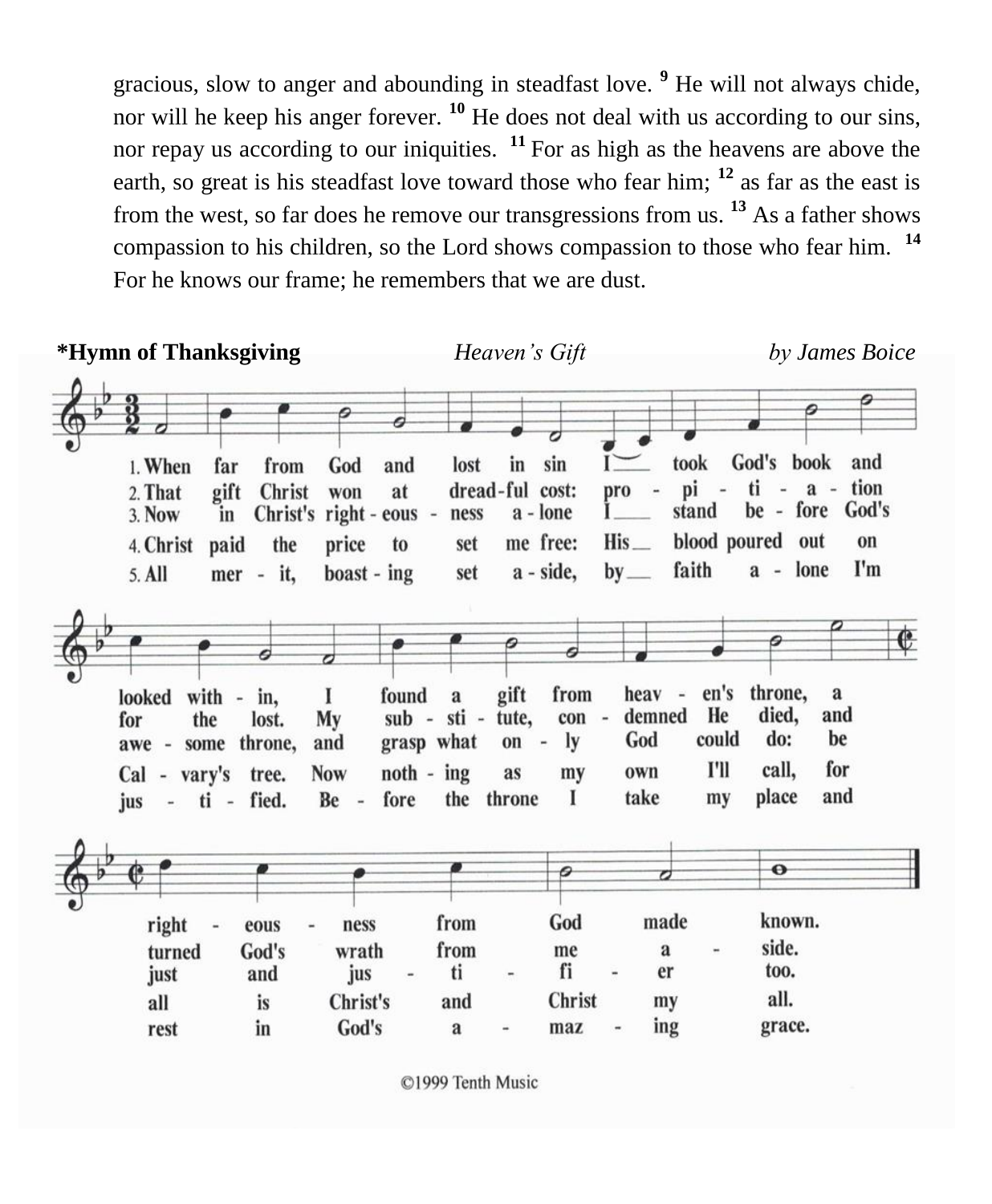gracious, slow to anger and abounding in steadfast love. [9] He will not always chide, nor will he keep his anger forever. [10] He does not deal with us according to our sins, nor repay us according to our iniquities. [11] For as high as the heavens are above the earth, so great is his steadfast love toward those who fear him; [12] as far as the east is from the west, so far does he remove our transgressions from us. [13] As a father shows compassion to his children, so the Lord shows compassion to those who fear him. [14] For he knows our frame; he remembers that we are dust.

**\*Hymn of Thanksgiving** *Heaven's Gift* *by James Boice*

1. When far from God and lost in sin I took God's book and looked with-in, I found a gift from heav-en's throne, a right-eous-ness from God made known.
2. That gift Christ won at dread-ful cost: pro-pi-ti-a-tion for the lost. My sub-sti-tute, con-demned He died, and turned God's wrath from me a-side.
3. Now in Christ's right-eous-ness a-lone I stand be-fore God's awe-some throne, and grasp what on-ly God could do: be just and jus-ti-fi-er too.
4. Christ paid the price to set me free: His blood poured out on Cal-vary's tree. Now noth-ing as my own I'll call, for all is Christ's and Christ my all.
5. All mer-it, boast-ing set a-side, by faith a-lone I'm jus-ti-fied. Be-fore the throne I take my place and rest in God's a-maz-ing grace.

©1999 Tenth Music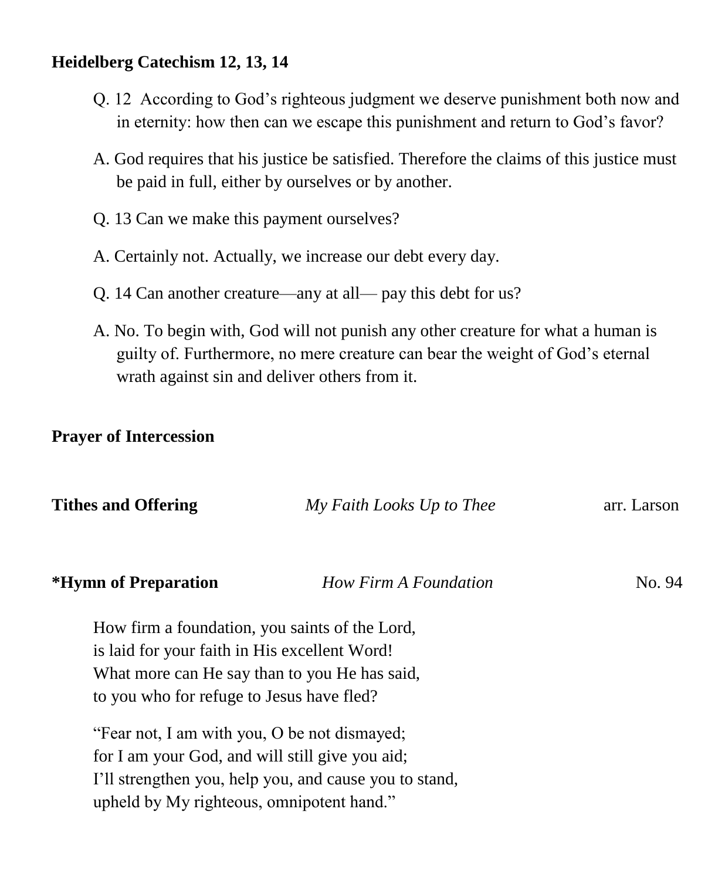**Heidelberg Catechism 12, 13, 14**

Q. 12 According to God's righteous judgment we deserve punishment both now and in eternity: how then can we escape this punishment and return to God's favor?

A. God requires that his justice be satisfied. Therefore the claims of this justice must be paid in full, either by ourselves or by another.

Q. 13 Can we make this payment ourselves?

A. Certainly not. Actually, we increase our debt every day.

Q. 14 Can another creature—any at all— pay this debt for us?

A. No. To begin with, God will not punish any other creature for what a human is guilty of. Furthermore, no mere creature can bear the weight of God's eternal wrath against sin and deliver others from it.

**Prayer of Intercession**

**Tithes and Offering** *My Faith Looks Up to Thee* arr. Larson

**\*Hymn of Preparation** *How Firm A Foundation* No. 94

How firm a foundation, you saints of the Lord,
is laid for your faith in His excellent Word!
What more can He say than to you He has said,
to you who for refuge to Jesus have fled?

"Fear not, I am with you, O be not dismayed;
for I am your God, and will still give you aid;
I'll strengthen you, help you, and cause you to stand,
upheld by My righteous, omnipotent hand."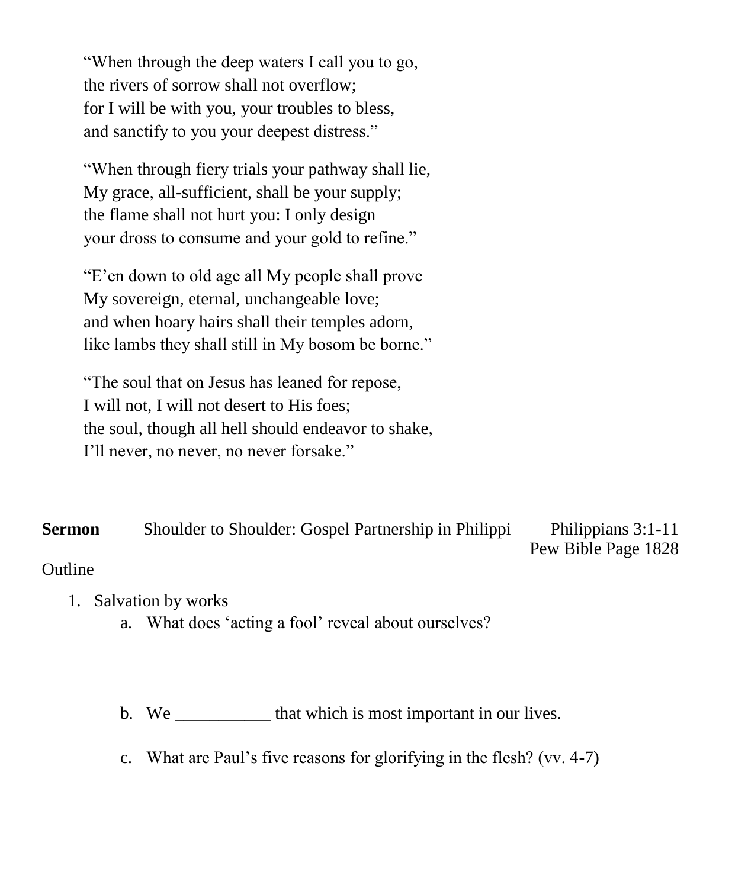"When through the deep waters I call you to go,
the rivers of sorrow shall not overflow;
for I will be with you, your troubles to bless,
and sanctify to you your deepest distress."

"When through fiery trials your pathway shall lie,
My grace, all-sufficient, shall be your supply;
the flame shall not hurt you: I only design
your dross to consume and your gold to refine."

"E'en down to old age all My people shall prove
My sovereign, eternal, unchangeable love;
and when hoary hairs shall their temples adorn,
like lambs they shall still in My bosom be borne."

"The soul that on Jesus has leaned for repose,
I will not, I will not desert to His foes;
the soul, though all hell should endeavor to shake,
I'll never, no never, no never forsake."

**Sermon** Shoulder to Shoulder: Gospel Partnership in Philippi Philippians 3:1-11
Pew Bible Page 1828

Outline

1. Salvation by works
   a. What does 'acting a fool' reveal about ourselves?

   b. We ___________ that which is most important in our lives.

   c. What are Paul's five reasons for glorifying in the flesh? (vv. 4-7)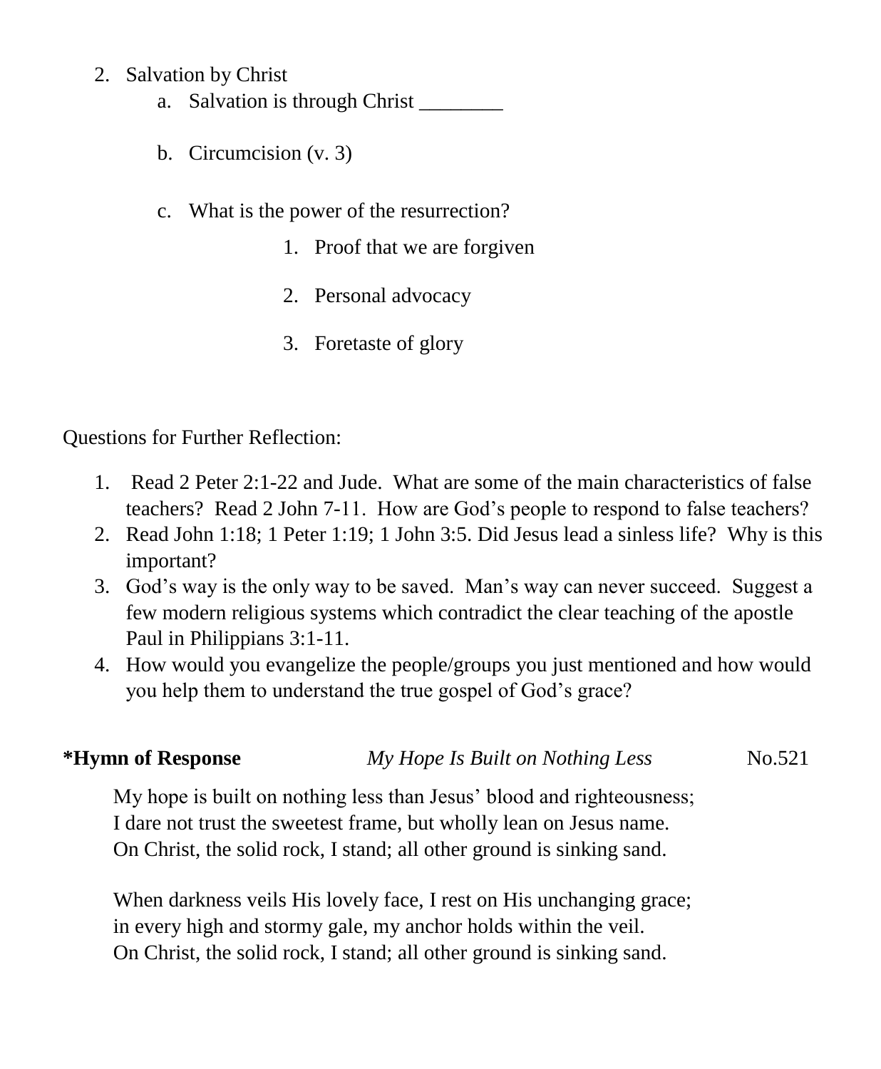2. Salvation by Christ
    a. Salvation is through Christ ________

    b. Circumcision (v. 3)

    c. What is the power of the resurrection?
        1. Proof that we are forgiven

        2. Personal advocacy

        3. Foretaste of glory

Questions for Further Reflection:

1. Read 2 Peter 2:1-22 and Jude. What are some of the main characteristics of false teachers? Read 2 John 7-11. How are God's people to respond to false teachers?
2. Read John 1:18; 1 Peter 1:19; 1 John 3:5. Did Jesus lead a sinless life? Why is this important?
3. God's way is the only way to be saved. Man's way can never succeed. Suggest a few modern religious systems which contradict the clear teaching of the apostle Paul in Philippians 3:1-11.
4. How would you evangelize the people/groups you just mentioned and how would you help them to understand the true gospel of God's grace?

**\*Hymn of Response** *My Hope Is Built on Nothing Less* No.521

My hope is built on nothing less than Jesus' blood and righteousness;
I dare not trust the sweetest frame, but wholly lean on Jesus name.
On Christ, the solid rock, I stand; all other ground is sinking sand.

When darkness veils His lovely face, I rest on His unchanging grace;
in every high and stormy gale, my anchor holds within the veil.
On Christ, the solid rock, I stand; all other ground is sinking sand.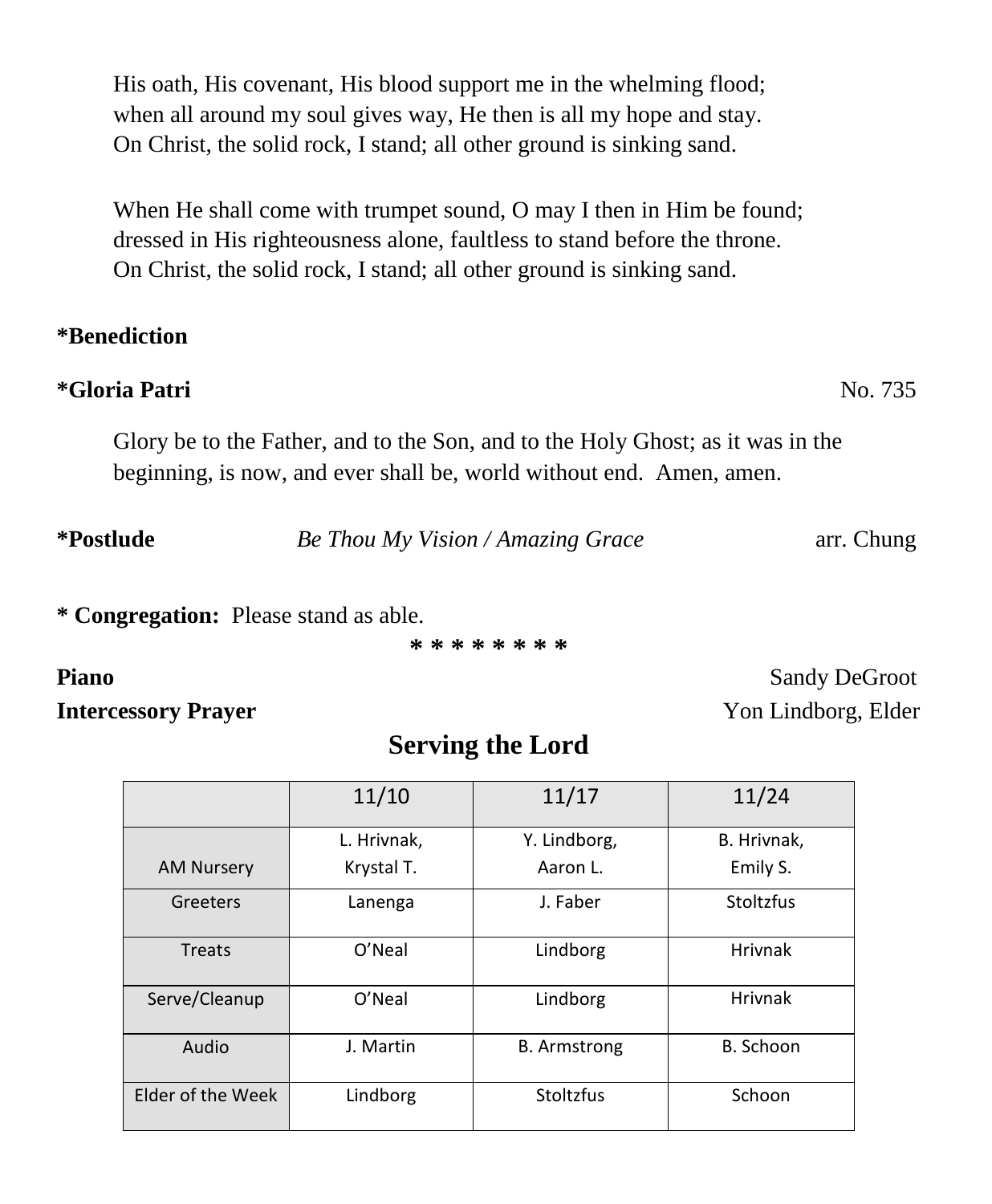His oath, His covenant, His blood support me in the whelming flood;
when all around my soul gives way, He then is all my hope and stay.
On Christ, the solid rock, I stand; all other ground is sinking sand.

When He shall come with trumpet sound, O may I then in Him be found;
dressed in His righteousness alone, faultless to stand before the throne.
On Christ, the solid rock, I stand; all other ground is sinking sand.

**\*Benediction**

**\*Gloria Patri** No. 735

Glory be to the Father, and to the Son, and to the Holy Ghost; as it was in the beginning, is now, and ever shall be, world without end. Amen, amen.

**\*Postlude** *Be Thou My Vision / Amazing Grace* arr. Chung

**\* Congregation:** Please stand as able.

\* \* \* \* \* \* \* \*

**Piano** Sandy DeGroot

**Intercessory Prayer** Yon Lindborg, Elder

## Serving the Lord

| | 11/10 | 11/17 | 11/24 |
|---|---|---|---|
| AM Nursery | L. Hrivnak, Krystal T. | Y. Lindborg, Aaron L. | B. Hrivnak, Emily S. |
| Greeters | Lanenga | J. Faber | Stoltzfus |
| Treats | O'Neal | Lindborg | Hrivnak |
| Serve/Cleanup | O'Neal | Lindborg | Hrivnak |
| Audio | J. Martin | B. Armstrong | B. Schoon |
| Elder of the Week | Lindborg | Stoltzfus | Schoon |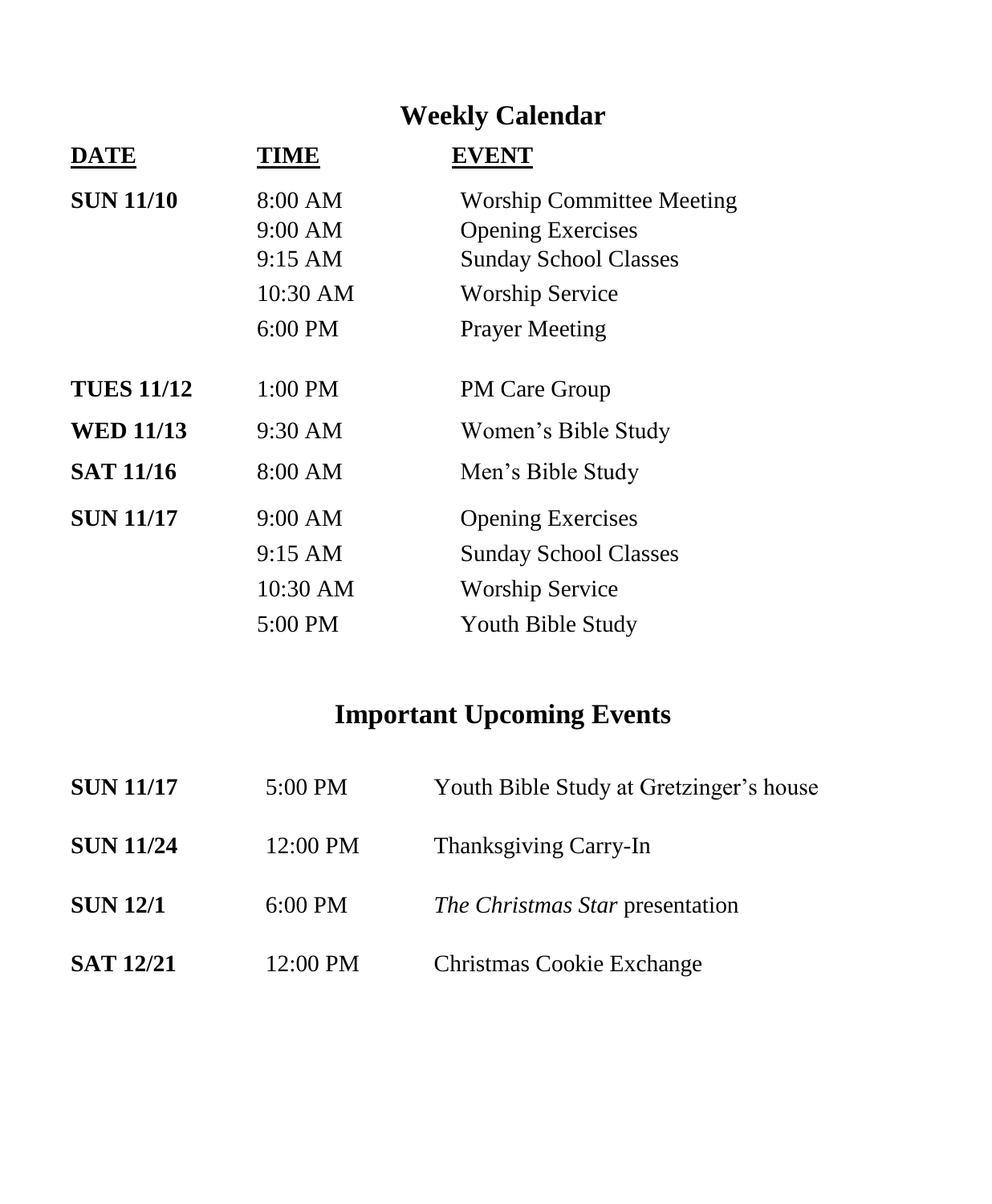## Weekly Calendar

| DATE | TIME | EVENT |
| --- | --- | --- |
| **SUN 11/10** | 8:00 AM | Worship Committee Meeting |
| | 9:00 AM | Opening Exercises |
| | 9:15 AM | Sunday School Classes |
| | 10:30 AM | Worship Service |
| | 6:00 PM | Prayer Meeting |
| **TUES 11/12** | 1:00 PM | PM Care Group |
| **WED 11/13** | 9:30 AM | Women's Bible Study |
| **SAT 11/16** | 8:00 AM | Men's Bible Study |
| **SUN 11/17** | 9:00 AM | Opening Exercises |
| | 9:15 AM | Sunday School Classes |
| | 10:30 AM | Worship Service |
| | 5:00 PM | Youth Bible Study |

## Important Upcoming Events

| | | |
| --- | --- | --- |
| **SUN 11/17** | 5:00 PM | Youth Bible Study at Gretzinger's house |
| **SUN 11/24** | 12:00 PM | Thanksgiving Carry-In |
| **SUN 12/1** | 6:00 PM | *The Christmas Star* presentation |
| **SAT 12/21** | 12:00 PM | Christmas Cookie Exchange |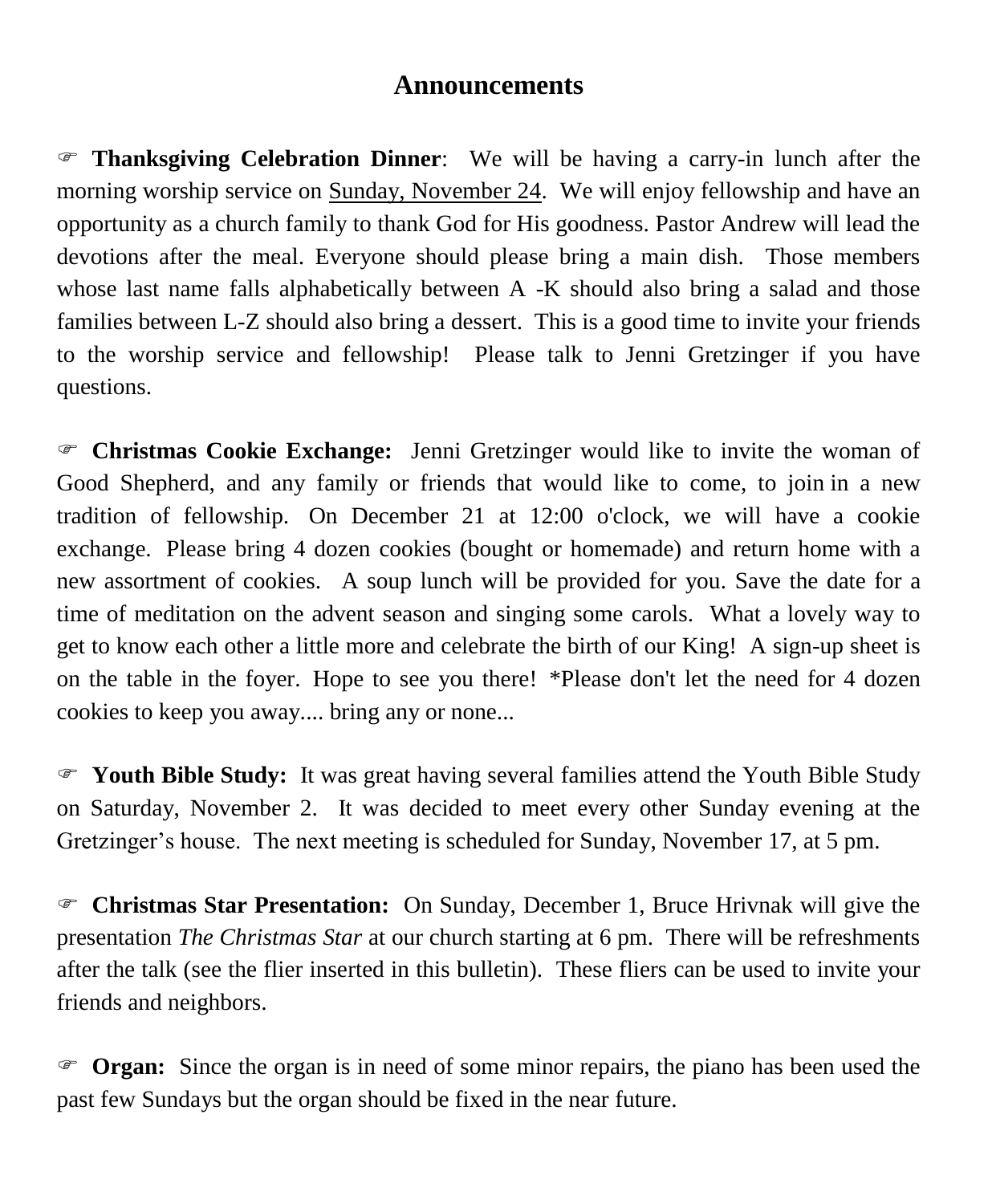# Announcements

☞ **Thanksgiving Celebration Dinner**: We will be having a carry-in lunch after the morning worship service on Sunday, November 24. We will enjoy fellowship and have an opportunity as a church family to thank God for His goodness. Pastor Andrew will lead the devotions after the meal. Everyone should please bring a main dish. Those members whose last name falls alphabetically between A -K should also bring a salad and those families between L-Z should also bring a dessert. This is a good time to invite your friends to the worship service and fellowship! Please talk to Jenni Gretzinger if you have questions.

☞ **Christmas Cookie Exchange:** Jenni Gretzinger would like to invite the woman of Good Shepherd, and any family or friends that would like to come, to join in a new tradition of fellowship. On December 21 at 12:00 o'clock, we will have a cookie exchange. Please bring 4 dozen cookies (bought or homemade) and return home with a new assortment of cookies. A soup lunch will be provided for you. Save the date for a time of meditation on the advent season and singing some carols. What a lovely way to get to know each other a little more and celebrate the birth of our King! A sign-up sheet is on the table in the foyer. Hope to see you there! *Please don't let the need for 4 dozen cookies to keep you away.... bring any or none...

☞ **Youth Bible Study:** It was great having several families attend the Youth Bible Study on Saturday, November 2. It was decided to meet every other Sunday evening at the Gretzinger's house. The next meeting is scheduled for Sunday, November 17, at 5 pm.

☞ **Christmas Star Presentation:** On Sunday, December 1, Bruce Hrivnak will give the presentation *The Christmas Star* at our church starting at 6 pm. There will be refreshments after the talk (see the flier inserted in this bulletin). These fliers can be used to invite your friends and neighbors.

☞ **Organ:** Since the organ is in need of some minor repairs, the piano has been used the past few Sundays but the organ should be fixed in the near future.